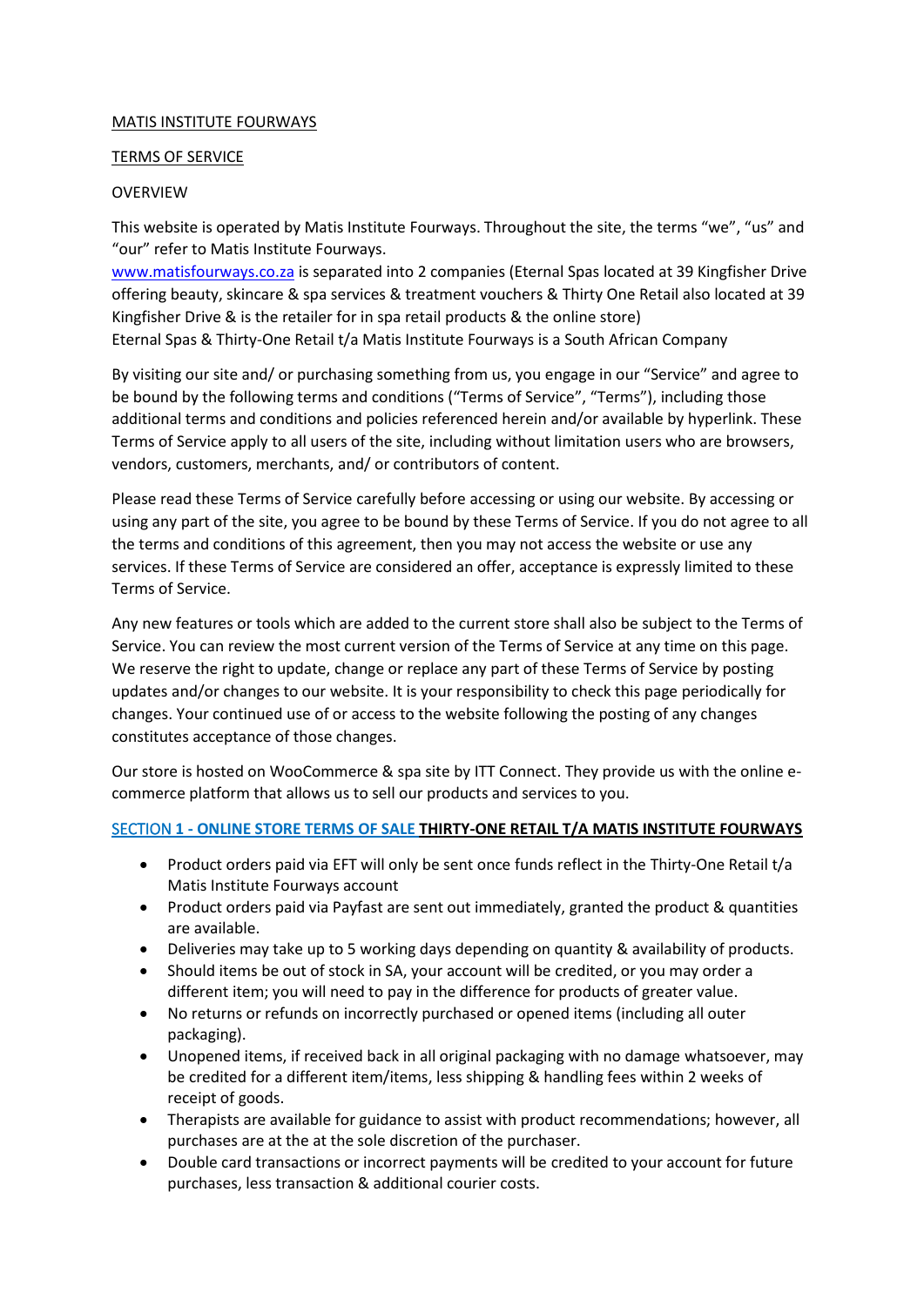MATIS INSTITUTE FOURWAYS

TERMS OF SERVICE

OVERVIEW

This website is operated by Matis Institute Fourways. Throughout the site, the terms “we”, “us” and “our” refer to Matis Institute Fourways.

www.matisfourways.co.za is separated into 2 companies (Eternal Spas located at 39 Kingfisher Drive offering beauty, skincare & spa services & treatment vouchers & Thirty One Retail also located at 39 Kingfisher Drive & is the retailer for in spa retail products & the online store)

Eternal Spas & Thirty-One Retail t/a Matis Institute Fourways is a South African Company

By visiting our site and/ or purchasing something from us, you engage in our “Service” and agree to be bound by the following terms and conditions (“Terms of Service”, “Terms”), including those additional terms and conditions and policies referenced herein and/or available by hyperlink. These Terms of Service apply to all users of the site, including without limitation users who are browsers, vendors, customers, merchants, and/ or contributors of content.

Please read these Terms of Service carefully before accessing or using our website. By accessing or using any part of the site, you agree to be bound by these Terms of Service. If you do not agree to all the terms and conditions of this agreement, then you may not access the website or use any services. If these Terms of Service are considered an offer, acceptance is expressly limited to these Terms of Service.

Any new features or tools which are added to the current store shall also be subject to the Terms of Service. You can review the most current version of the Terms of Service at any time on this page. We reserve the right to update, change or replace any part of these Terms of Service by posting updates and/or changes to our website. It is your responsibility to check this page periodically for changes. Your continued use of or access to the website following the posting of any changes constitutes acceptance of those changes.

Our store is hosted on WooCommerce & spa site by ITT Connect. They provide us with the online e-commerce platform that allows us to sell our products and services to you.

## SECTION **1 - ONLINE STORE TERMS OF SALE THIRTY-ONE RETAIL T/A MATIS INSTITUTE FOURWAYS**

- Product orders paid via EFT will only be sent once funds reflect in the Thirty-One Retail t/a Matis Institute Fourways account
- Product orders paid via Payfast are sent out immediately, granted the product & quantities are available.
- Deliveries may take up to 5 working days depending on quantity & availability of products.
- Should items be out of stock in SA, your account will be credited, or you may order a different item; you will need to pay in the difference for products of greater value.
- No returns or refunds on incorrectly purchased or opened items (including all outer packaging).
- Unopened items, if received back in all original packaging with no damage whatsoever, may be credited for a different item/items, less shipping & handling fees within 2 weeks of receipt of goods.
- Therapists are available for guidance to assist with product recommendations; however, all purchases are at the at the sole discretion of the purchaser.
- Double card transactions or incorrect payments will be credited to your account for future purchases, less transaction & additional courier costs.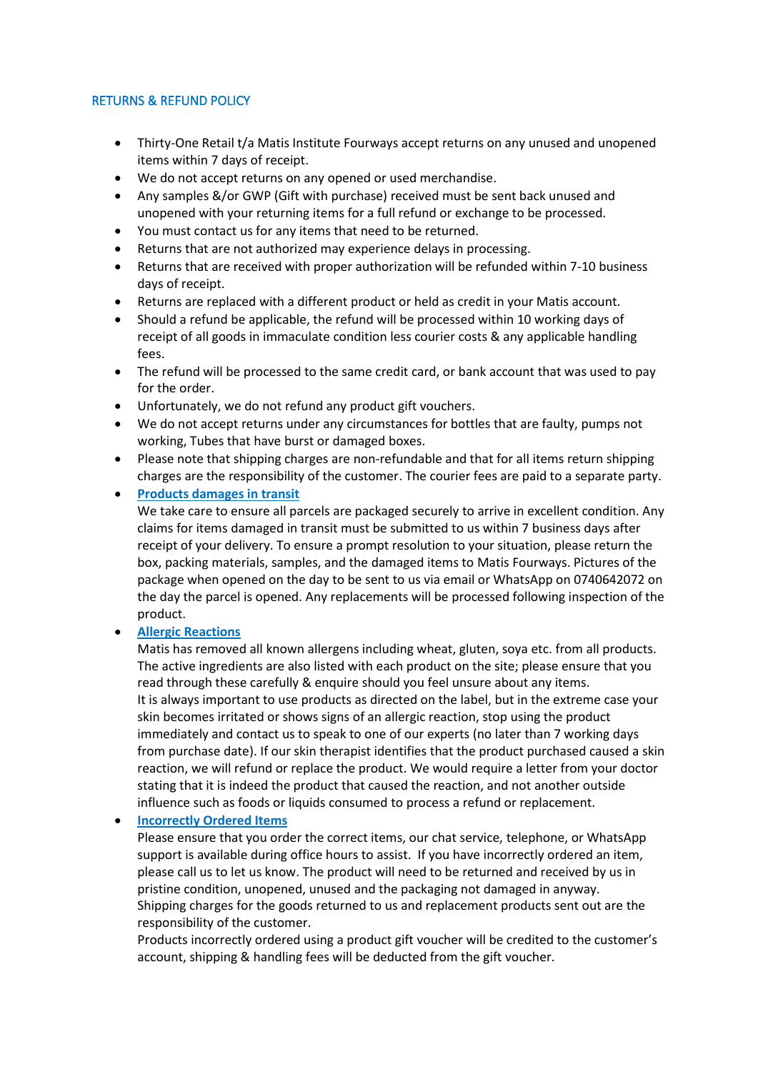## RETURNS & REFUND POLICY

- Thirty-One Retail t/a Matis Institute Fourways accept returns on any unused and unopened items within 7 days of receipt.
- We do not accept returns on any opened or used merchandise.
- Any samples &/or GWP (Gift with purchase) received must be sent back unused and unopened with your returning items for a full refund or exchange to be processed.
- You must contact us for any items that need to be returned.
- Returns that are not authorized may experience delays in processing.
- Returns that are received with proper authorization will be refunded within 7-10 business days of receipt.
- Returns are replaced with a different product or held as credit in your Matis account.
- Should a refund be applicable, the refund will be processed within 10 working days of receipt of all goods in immaculate condition less courier costs & any applicable handling fees.
- The refund will be processed to the same credit card, or bank account that was used to pay for the order.
- Unfortunately, we do not refund any product gift vouchers.
- We do not accept returns under any circumstances for bottles that are faulty, pumps not working, Tubes that have burst or damaged boxes.
- Please note that shipping charges are non-refundable and that for all items return shipping charges are the responsibility of the customer. The courier fees are paid to a separate party.
- **Products damages in transit**
  We take care to ensure all parcels are packaged securely to arrive in excellent condition. Any claims for items damaged in transit must be submitted to us within 7 business days after receipt of your delivery. To ensure a prompt resolution to your situation, please return the box, packing materials, samples, and the damaged items to Matis Fourways. Pictures of the package when opened on the day to be sent to us via email or WhatsApp on 0740642072 on the day the parcel is opened. Any replacements will be processed following inspection of the product.
- **Allergic Reactions**
  Matis has removed all known allergens including wheat, gluten, soya etc. from all products. The active ingredients are also listed with each product on the site; please ensure that you read through these carefully & enquire should you feel unsure about any items.
  It is always important to use products as directed on the label, but in the extreme case your skin becomes irritated or shows signs of an allergic reaction, stop using the product immediately and contact us to speak to one of our experts (no later than 7 working days from purchase date). If our skin therapist identifies that the product purchased caused a skin reaction, we will refund or replace the product. We would require a letter from your doctor stating that it is indeed the product that caused the reaction, and not another outside influence such as foods or liquids consumed to process a refund or replacement.
- **Incorrectly Ordered Items**
  Please ensure that you order the correct items, our chat service, telephone, or WhatsApp support is available during office hours to assist. If you have incorrectly ordered an item, please call us to let us know. The product will need to be returned and received by us in pristine condition, unopened, unused and the packaging not damaged in anyway.
  Shipping charges for the goods returned to us and replacement products sent out are the responsibility of the customer.
  Products incorrectly ordered using a product gift voucher will be credited to the customer's account, shipping & handling fees will be deducted from the gift voucher.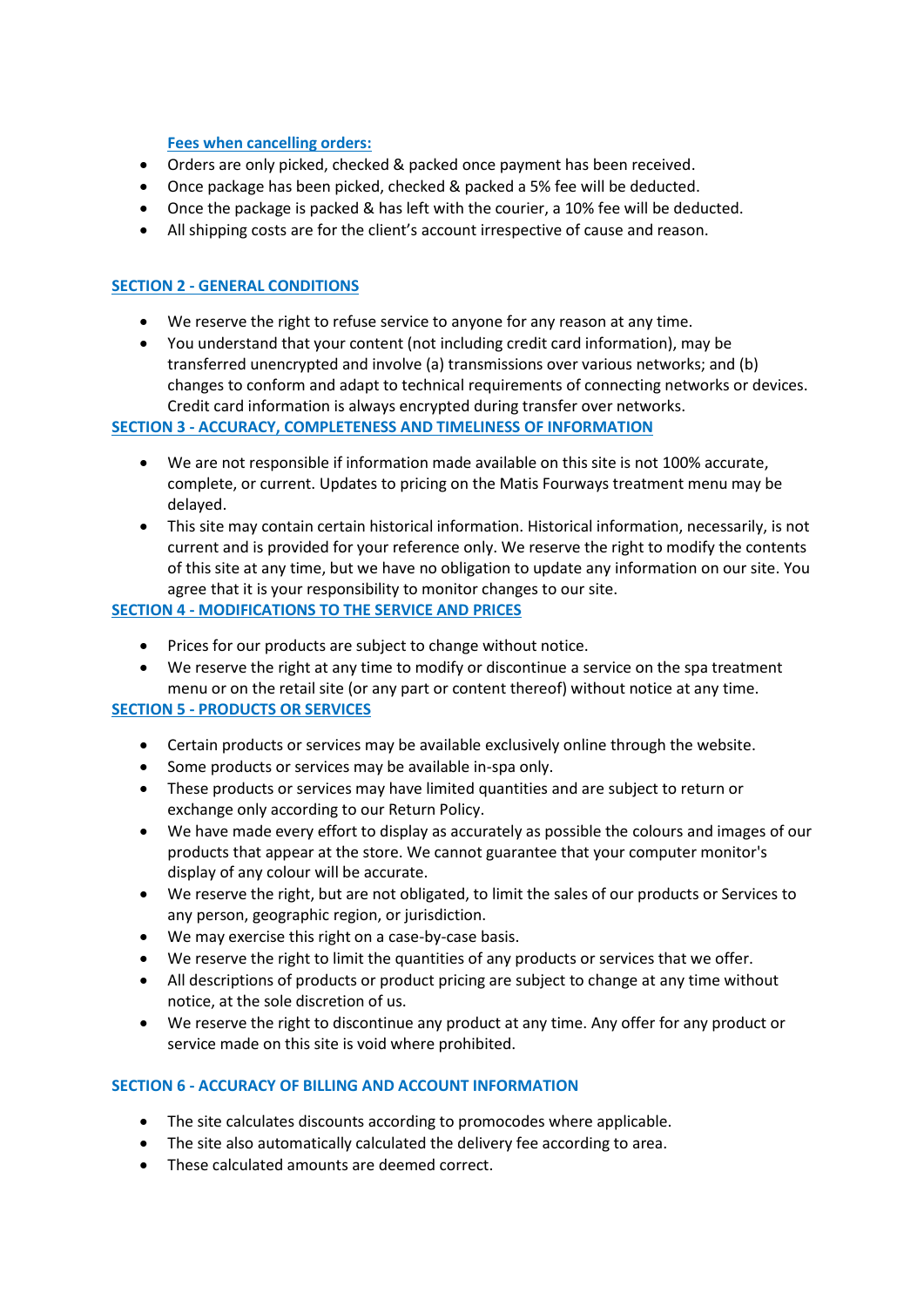### Fees when cancelling orders:

- Orders are only picked, checked & packed once payment has been received.
- Once package has been picked, checked & packed a 5% fee will be deducted.
- Once the package is packed & has left with the courier, a 10% fee will be deducted.
- All shipping costs are for the client's account irrespective of cause and reason.

## SECTION 2 - GENERAL CONDITIONS

- We reserve the right to refuse service to anyone for any reason at any time.
- You understand that your content (not including credit card information), may be transferred unencrypted and involve (a) transmissions over various networks; and (b) changes to conform and adapt to technical requirements of connecting networks or devices. Credit card information is always encrypted during transfer over networks.

## SECTION 3 - ACCURACY, COMPLETENESS AND TIMELINESS OF INFORMATION

- We are not responsible if information made available on this site is not 100% accurate, complete, or current. Updates to pricing on the Matis Fourways treatment menu may be delayed.
- This site may contain certain historical information. Historical information, necessarily, is not current and is provided for your reference only. We reserve the right to modify the contents of this site at any time, but we have no obligation to update any information on our site. You agree that it is your responsibility to monitor changes to our site.

## SECTION 4 - MODIFICATIONS TO THE SERVICE AND PRICES

- Prices for our products are subject to change without notice.
- We reserve the right at any time to modify or discontinue a service on the spa treatment menu or on the retail site (or any part or content thereof) without notice at any time.

## SECTION 5 - PRODUCTS OR SERVICES

- Certain products or services may be available exclusively online through the website.
- Some products or services may be available in-spa only.
- These products or services may have limited quantities and are subject to return or exchange only according to our Return Policy.
- We have made every effort to display as accurately as possible the colours and images of our products that appear at the store. We cannot guarantee that your computer monitor's display of any colour will be accurate.
- We reserve the right, but are not obligated, to limit the sales of our products or Services to any person, geographic region, or jurisdiction.
- We may exercise this right on a case-by-case basis.
- We reserve the right to limit the quantities of any products or services that we offer.
- All descriptions of products or product pricing are subject to change at any time without notice, at the sole discretion of us.
- We reserve the right to discontinue any product at any time. Any offer for any product or service made on this site is void where prohibited.

## SECTION 6 - ACCURACY OF BILLING AND ACCOUNT INFORMATION

- The site calculates discounts according to promocodes where applicable.
- The site also automatically calculated the delivery fee according to area.
- These calculated amounts are deemed correct.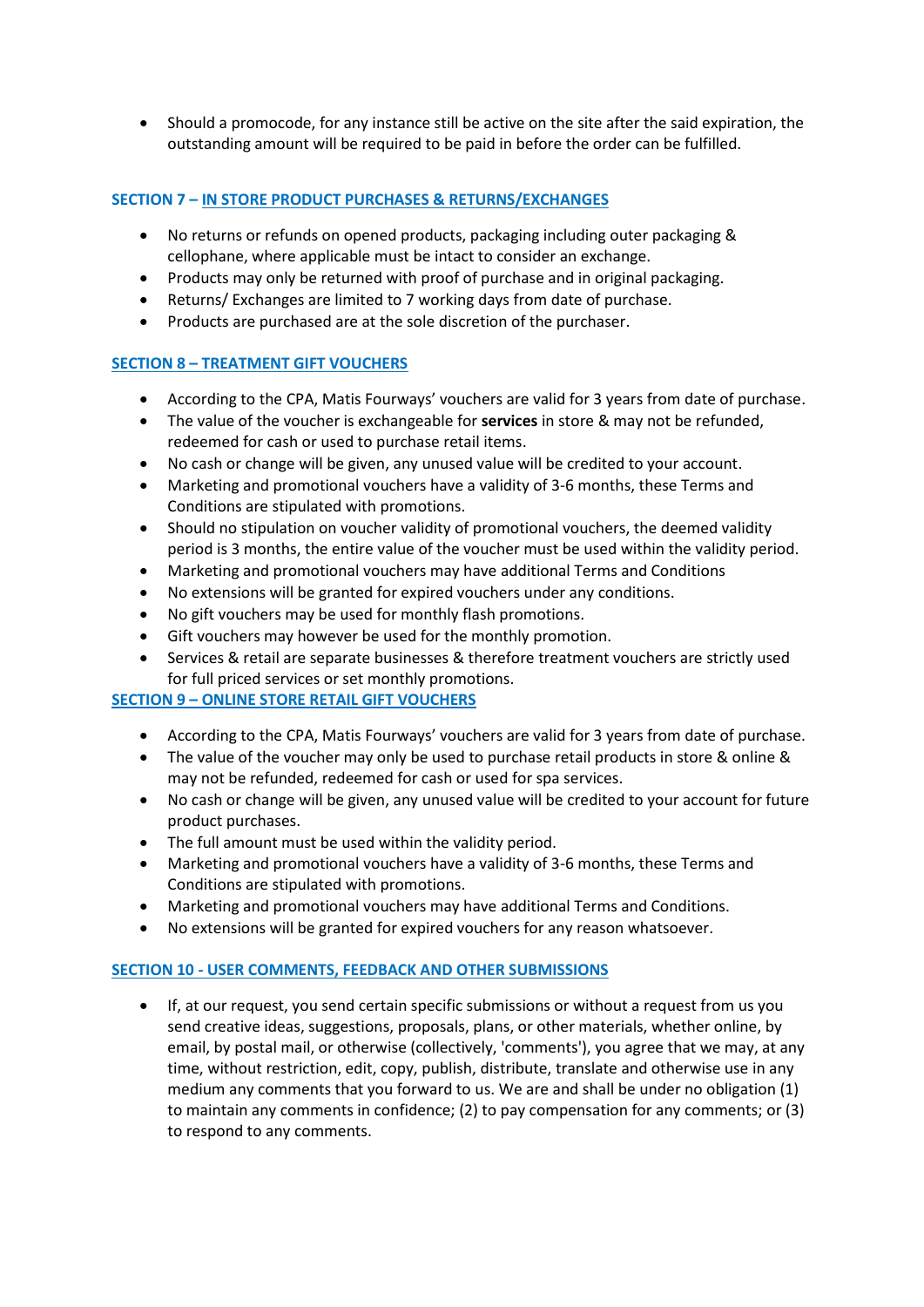- Should a promocode, for any instance still be active on the site after the said expiration, the outstanding amount will be required to be paid in before the order can be fulfilled.

### SECTION 7 – IN STORE PRODUCT PURCHASES & RETURNS/EXCHANGES

- No returns or refunds on opened products, packaging including outer packaging & cellophane, where applicable must be intact to consider an exchange.
- Products may only be returned with proof of purchase and in original packaging.
- Returns/ Exchanges are limited to 7 working days from date of purchase.
- Products are purchased are at the sole discretion of the purchaser.

### SECTION 8 – TREATMENT GIFT VOUCHERS

- According to the CPA, Matis Fourways' vouchers are valid for 3 years from date of purchase.
- The value of the voucher is exchangeable for **services** in store & may not be refunded, redeemed for cash or used to purchase retail items.
- No cash or change will be given, any unused value will be credited to your account.
- Marketing and promotional vouchers have a validity of 3-6 months, these Terms and Conditions are stipulated with promotions.
- Should no stipulation on voucher validity of promotional vouchers, the deemed validity period is 3 months, the entire value of the voucher must be used within the validity period.
- Marketing and promotional vouchers may have additional Terms and Conditions
- No extensions will be granted for expired vouchers under any conditions.
- No gift vouchers may be used for monthly flash promotions.
- Gift vouchers may however be used for the monthly promotion.
- Services & retail are separate businesses & therefore treatment vouchers are strictly used for full priced services or set monthly promotions.

### SECTION 9 – ONLINE STORE RETAIL GIFT VOUCHERS

- According to the CPA, Matis Fourways' vouchers are valid for 3 years from date of purchase.
- The value of the voucher may only be used to purchase retail products in store & online & may not be refunded, redeemed for cash or used for spa services.
- No cash or change will be given, any unused value will be credited to your account for future product purchases.
- The full amount must be used within the validity period.
- Marketing and promotional vouchers have a validity of 3-6 months, these Terms and Conditions are stipulated with promotions.
- Marketing and promotional vouchers may have additional Terms and Conditions.
- No extensions will be granted for expired vouchers for any reason whatsoever.

### SECTION 10 - USER COMMENTS, FEEDBACK AND OTHER SUBMISSIONS

- If, at our request, you send certain specific submissions or without a request from us you send creative ideas, suggestions, proposals, plans, or other materials, whether online, by email, by postal mail, or otherwise (collectively, 'comments'), you agree that we may, at any time, without restriction, edit, copy, publish, distribute, translate and otherwise use in any medium any comments that you forward to us. We are and shall be under no obligation (1) to maintain any comments in confidence; (2) to pay compensation for any comments; or (3) to respond to any comments.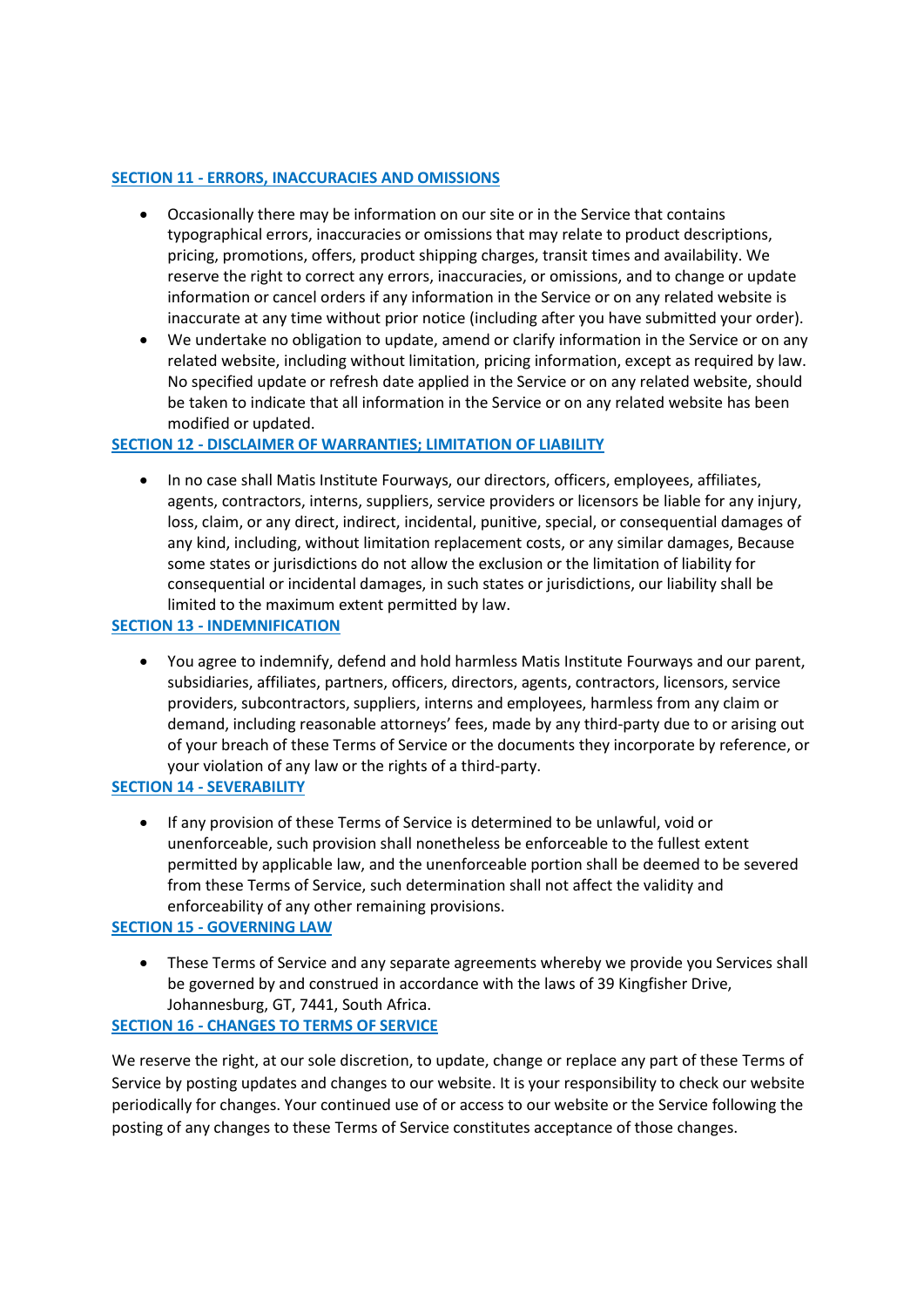## SECTION 11 - ERRORS, INACCURACIES AND OMISSIONS

- Occasionally there may be information on our site or in the Service that contains typographical errors, inaccuracies or omissions that may relate to product descriptions, pricing, promotions, offers, product shipping charges, transit times and availability. We reserve the right to correct any errors, inaccuracies, or omissions, and to change or update information or cancel orders if any information in the Service or on any related website is inaccurate at any time without prior notice (including after you have submitted your order).
- We undertake no obligation to update, amend or clarify information in the Service or on any related website, including without limitation, pricing information, except as required by law. No specified update or refresh date applied in the Service or on any related website, should be taken to indicate that all information in the Service or on any related website has been modified or updated.

## SECTION 12 - DISCLAIMER OF WARRANTIES; LIMITATION OF LIABILITY

- In no case shall Matis Institute Fourways, our directors, officers, employees, affiliates, agents, contractors, interns, suppliers, service providers or licensors be liable for any injury, loss, claim, or any direct, indirect, incidental, punitive, special, or consequential damages of any kind, including, without limitation replacement costs, or any similar damages, Because some states or jurisdictions do not allow the exclusion or the limitation of liability for consequential or incidental damages, in such states or jurisdictions, our liability shall be limited to the maximum extent permitted by law.

## SECTION 13 - INDEMNIFICATION

- You agree to indemnify, defend and hold harmless Matis Institute Fourways and our parent, subsidiaries, affiliates, partners, officers, directors, agents, contractors, licensors, service providers, subcontractors, suppliers, interns and employees, harmless from any claim or demand, including reasonable attorneys' fees, made by any third-party due to or arising out of your breach of these Terms of Service or the documents they incorporate by reference, or your violation of any law or the rights of a third-party.

## SECTION 14 - SEVERABILITY

- If any provision of these Terms of Service is determined to be unlawful, void or unenforceable, such provision shall nonetheless be enforceable to the fullest extent permitted by applicable law, and the unenforceable portion shall be deemed to be severed from these Terms of Service, such determination shall not affect the validity and enforceability of any other remaining provisions.

## SECTION 15 - GOVERNING LAW

- These Terms of Service and any separate agreements whereby we provide you Services shall be governed by and construed in accordance with the laws of 39 Kingfisher Drive, Johannesburg, GT, 7441, South Africa.

## SECTION 16 - CHANGES TO TERMS OF SERVICE

We reserve the right, at our sole discretion, to update, change or replace any part of these Terms of Service by posting updates and changes to our website. It is your responsibility to check our website periodically for changes. Your continued use of or access to our website or the Service following the posting of any changes to these Terms of Service constitutes acceptance of those changes.